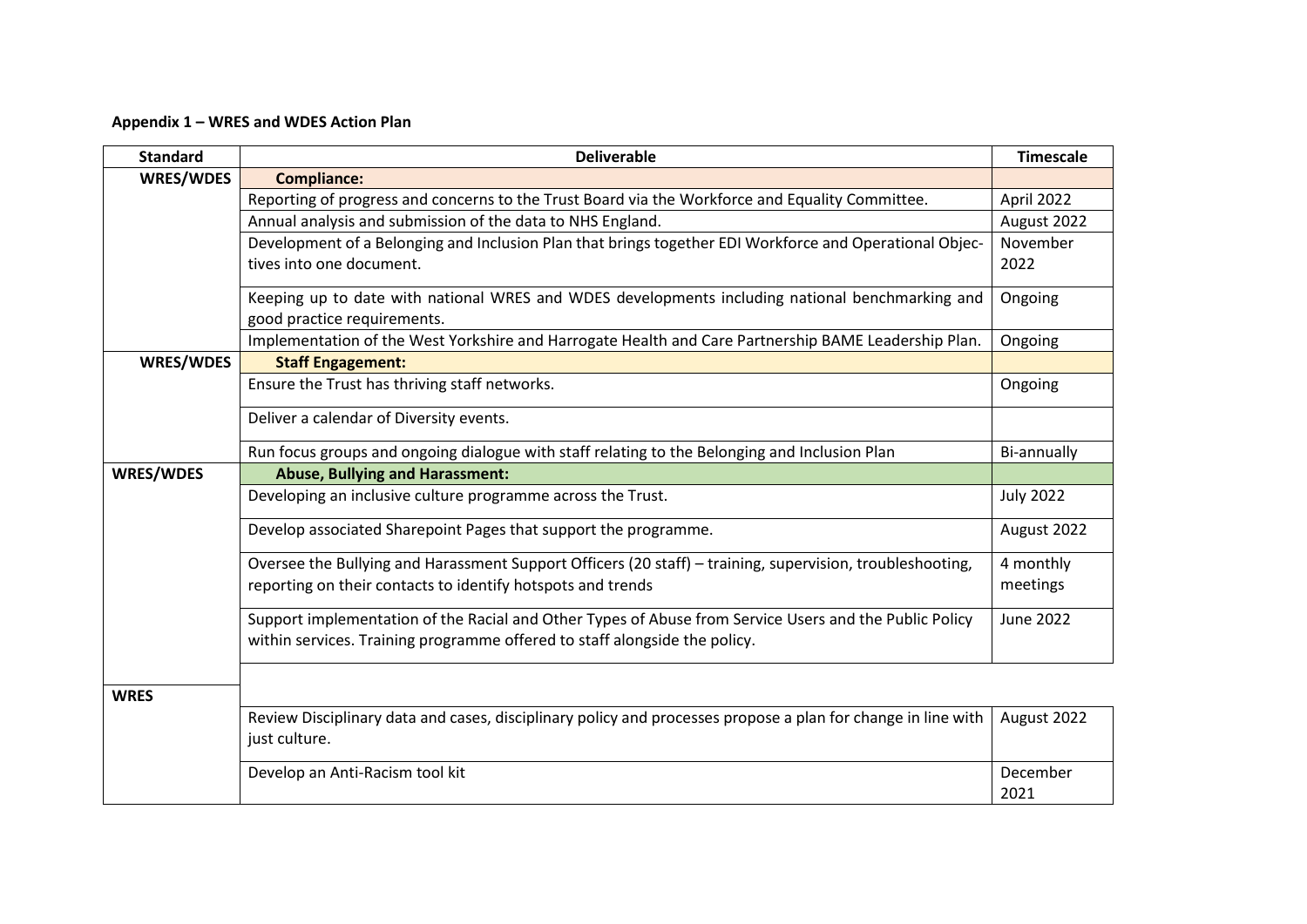**Appendix 1 – WRES and WDES Action Plan**

| Standard | Deliverable | Timescale |
|---|---|---|
| WRES/WDES | **Compliance:** | |
| | Reporting of progress and concerns to the Trust Board via the Workforce and Equality Committee. | April 2022 |
| | Annual analysis and submission of the data to NHS England. | August 2022 |
| | Development of a Belonging and Inclusion Plan that brings together EDI Workforce and Operational Objectives into one document. | November 2022 |
| | Keeping up to date with national WRES and WDES developments including national benchmarking and good practice requirements. | Ongoing |
| | Implementation of the West Yorkshire and Harrogate Health and Care Partnership BAME Leadership Plan. | Ongoing |
| WRES/WDES | **Staff Engagement:** | |
| | Ensure the Trust has thriving staff networks. | Ongoing |
| | Deliver a calendar of Diversity events. | |
| | Run focus groups and ongoing dialogue with staff relating to the Belonging and Inclusion Plan | Bi-annually |
| WRES/WDES | **Abuse, Bullying and Harassment:** | |
| | Developing an inclusive culture programme across the Trust. | July 2022 |
| | Develop associated Sharepoint Pages that support the programme. | August 2022 |
| | Oversee the Bullying and Harassment Support Officers (20 staff) – training, supervision, troubleshooting, reporting on their contacts to identify hotspots and trends | 4 monthly meetings |
| | Support implementation of the Racial and Other Types of Abuse from Service Users and the Public Policy within services. Training programme offered to staff alongside the policy. | June 2022 |
| WRES | | |
| | Review Disciplinary data and cases, disciplinary policy and processes propose a plan for change in line with just culture. | August 2022 |
| | Develop an Anti-Racism tool kit | December 2021 |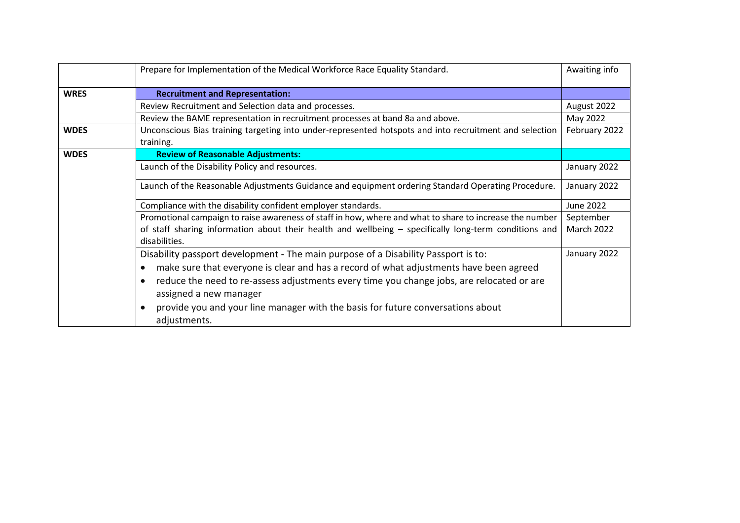| | | |
|---|---|---|
| | Prepare for Implementation of the Medical Workforce Race Equality Standard. | Awaiting info |
| **WRES** | **Recruitment and Representation:** | |
| | Review Recruitment and Selection data and processes. | August 2022 |
| | Review the BAME representation in recruitment processes at band 8a and above. | May 2022 |
| **WDES** | Unconscious Bias training targeting into under-represented hotspots and into recruitment and selection training. | February 2022 |
| **WDES** | **Review of Reasonable Adjustments:** | |
| | Launch of the Disability Policy and resources. | January 2022 |
| | Launch of the Reasonable Adjustments Guidance and equipment ordering Standard Operating Procedure. | January 2022 |
| | Compliance with the disability confident employer standards. | June 2022 |
| | Promotional campaign to raise awareness of staff in how, where and what to share to increase the number of staff sharing information about their health and wellbeing – specifically long-term conditions and disabilities. | September March 2022 |
| | Disability passport development - The main purpose of a Disability Passport is to: <br>• make sure that everyone is clear and has a record of what adjustments have been agreed <br>• reduce the need to re-assess adjustments every time you change jobs, are relocated or are assigned a new manager <br>• provide you and your line manager with the basis for future conversations about adjustments. | January 2022 |